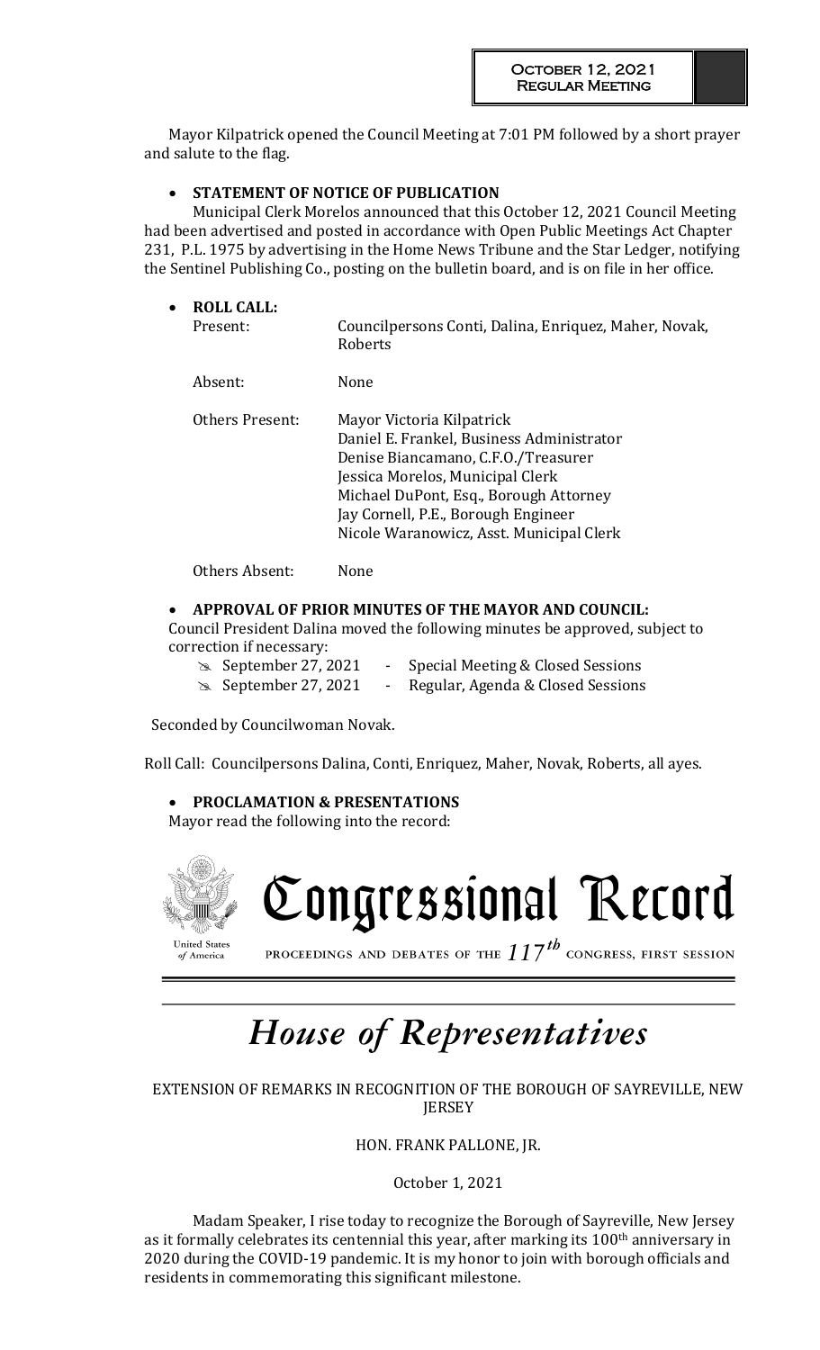Mayor Kilpatrick opened the Council Meeting at 7:01 PM followed by a short prayer and salute to the flag.

- **STATEMENT OF NOTICE OF PUBLICATION**

Municipal Clerk Morelos announced that this October 12, 2021 Council Meeting had been advertised and posted in accordance with Open Public Meetings Act Chapter 231, P.L. 1975 by advertising in the Home News Tribune and the Star Ledger, notifying the Sentinel Publishing Co., posting on the bulletin board, and is on file in her office.

- **ROLL CALL:**

| | |
|---|---|
| Present: | Councilpersons Conti, Dalina, Enriquez, Maher, Novak, Roberts |
| Absent: | None |
| Others Present: | Mayor Victoria Kilpatrick<br>Daniel E. Frankel, Business Administrator<br>Denise Biancamano, C.F.O./Treasurer<br>Jessica Morelos, Municipal Clerk<br>Michael DuPont, Esq., Borough Attorney<br>Jay Cornell, P.E., Borough Engineer<br>Nicole Waranowicz, Asst. Municipal Clerk |
| Others Absent: | None |

- **APPROVAL OF PRIOR MINUTES OF THE MAYOR AND COUNCIL:**

Council President Dalina moved the following minutes be approved, subject to correction if necessary:

- September 27, 2021 - Special Meeting & Closed Sessions
- September 27, 2021 - Regular, Agenda & Closed Sessions

Seconded by Councilwoman Novak.

Roll Call: Councilpersons Dalina, Conti, Enriquez, Maher, Novak, Roberts, all ayes.

- **PROCLAMATION & PRESENTATIONS**

Mayor read the following into the record:

# Congressional Record

United States of America

PROCEEDINGS AND DEBATES OF THE 117th CONGRESS, FIRST SESSION

## *House of Representatives*

EXTENSION OF REMARKS IN RECOGNITION OF THE BOROUGH OF SAYREVILLE, NEW JERSEY

HON. FRANK PALLONE, JR.

October 1, 2021

Madam Speaker, I rise today to recognize the Borough of Sayreville, New Jersey as it formally celebrates its centennial this year, after marking its 100th anniversary in 2020 during the COVID-19 pandemic. It is my honor to join with borough officials and residents in commemorating this significant milestone.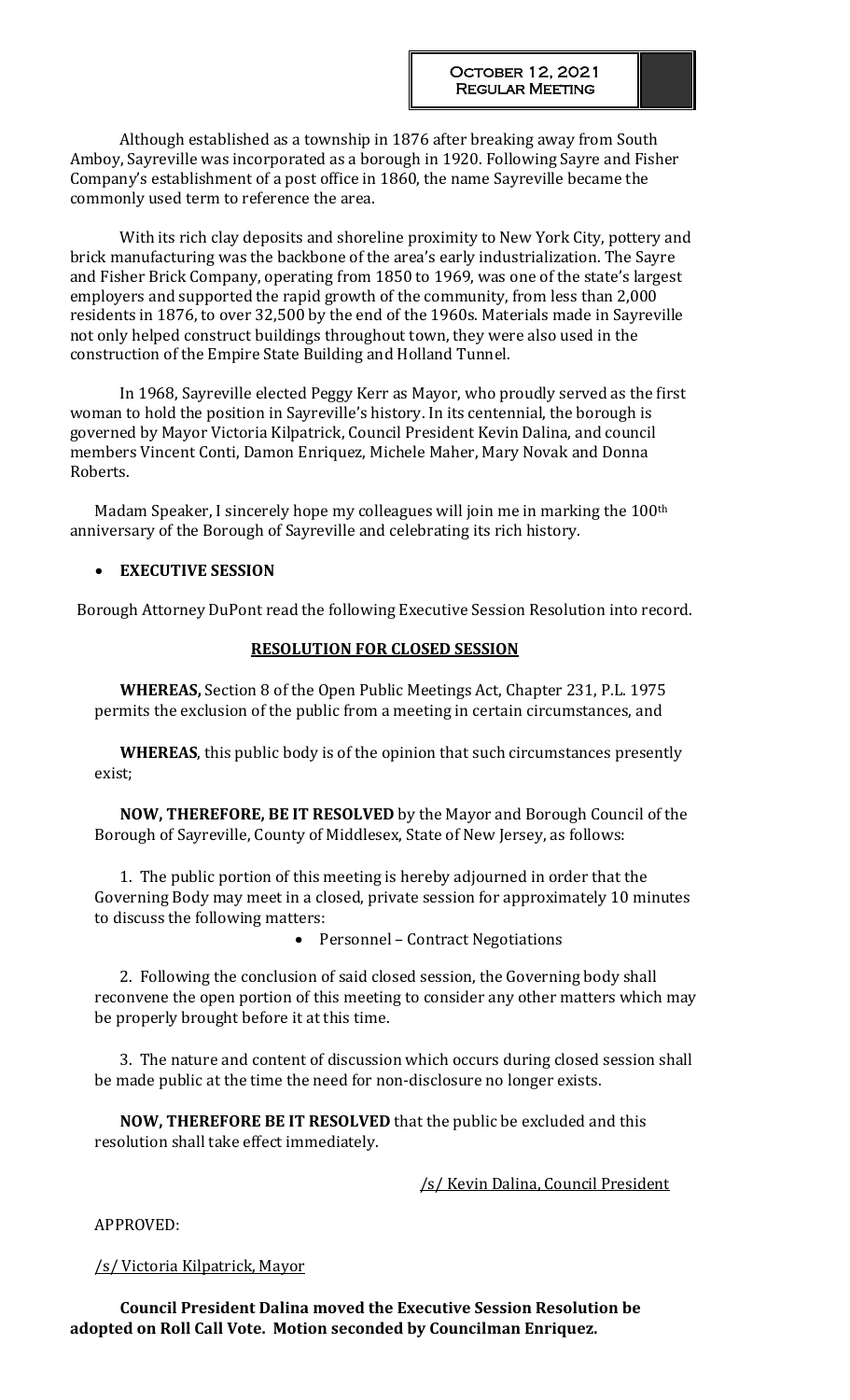Although established as a township in 1876 after breaking away from South Amboy, Sayreville was incorporated as a borough in 1920. Following Sayre and Fisher Company's establishment of a post office in 1860, the name Sayreville became the commonly used term to reference the area.

With its rich clay deposits and shoreline proximity to New York City, pottery and brick manufacturing was the backbone of the area's early industrialization. The Sayre and Fisher Brick Company, operating from 1850 to 1969, was one of the state's largest employers and supported the rapid growth of the community, from less than 2,000 residents in 1876, to over 32,500 by the end of the 1960s. Materials made in Sayreville not only helped construct buildings throughout town, they were also used in the construction of the Empire State Building and Holland Tunnel.

In 1968, Sayreville elected Peggy Kerr as Mayor, who proudly served as the first woman to hold the position in Sayreville's history. In its centennial, the borough is governed by Mayor Victoria Kilpatrick, Council President Kevin Dalina, and council members Vincent Conti, Damon Enriquez, Michele Maher, Mary Novak and Donna Roberts.

Madam Speaker, I sincerely hope my colleagues will join me in marking the 100th anniversary of the Borough of Sayreville and celebrating its rich history.

- **EXECUTIVE SESSION**

Borough Attorney DuPont read the following Executive Session Resolution into record.

**RESOLUTION FOR CLOSED SESSION**

**WHEREAS,** Section 8 of the Open Public Meetings Act, Chapter 231, P.L. 1975 permits the exclusion of the public from a meeting in certain circumstances, and

**WHEREAS**, this public body is of the opinion that such circumstances presently exist;

**NOW, THEREFORE, BE IT RESOLVED** by the Mayor and Borough Council of the Borough of Sayreville, County of Middlesex, State of New Jersey, as follows:

1. The public portion of this meeting is hereby adjourned in order that the Governing Body may meet in a closed, private session for approximately 10 minutes to discuss the following matters:
   - Personnel – Contract Negotiations

2. Following the conclusion of said closed session, the Governing body shall reconvene the open portion of this meeting to consider any other matters which may be properly brought before it at this time.

3. The nature and content of discussion which occurs during closed session shall be made public at the time the need for non-disclosure no longer exists.

**NOW, THEREFORE BE IT RESOLVED** that the public be excluded and this resolution shall take effect immediately.

/s/ Kevin Dalina, Council President

APPROVED:

/s/ Victoria Kilpatrick, Mayor

**Council President Dalina moved the Executive Session Resolution be adopted on Roll Call Vote. Motion seconded by Councilman Enriquez.**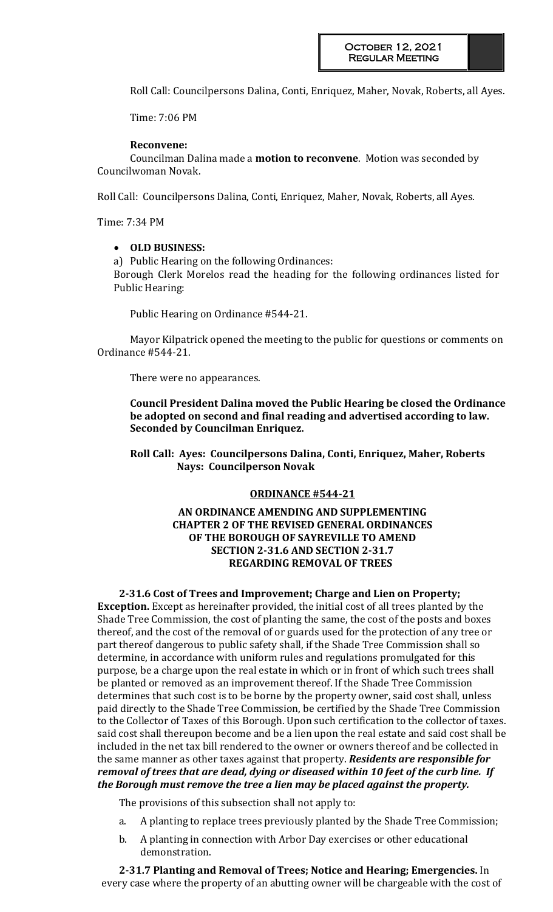Roll Call: Councilpersons Dalina, Conti, Enriquez, Maher, Novak, Roberts, all Ayes.

Time: 7:06 PM

**Reconvene:**

Councilman Dalina made a **motion to reconvene**. Motion was seconded by Councilwoman Novak.

Roll Call: Councilpersons Dalina, Conti, Enriquez, Maher, Novak, Roberts, all Ayes.

Time: 7:34 PM

- **OLD BUSINESS:**

a) Public Hearing on the following Ordinances:

Borough Clerk Morelos read the heading for the following ordinances listed for Public Hearing:

Public Hearing on Ordinance #544-21.

Mayor Kilpatrick opened the meeting to the public for questions or comments on Ordinance #544-21.

There were no appearances.

**Council President Dalina moved the Public Hearing be closed the Ordinance be adopted on second and final reading and advertised according to law. Seconded by Councilman Enriquez.**

**Roll Call: Ayes: Councilpersons Dalina, Conti, Enriquez, Maher, Roberts**
**Nays: Councilperson Novak**

**ORDINANCE #544-21**

**AN ORDINANCE AMENDING AND SUPPLEMENTING CHAPTER 2 OF THE REVISED GENERAL ORDINANCES OF THE BOROUGH OF SAYREVILLE TO AMEND SECTION 2-31.6 AND SECTION 2-31.7 REGARDING REMOVAL OF TREES**

**2-31.6 Cost of Trees and Improvement; Charge and Lien on Property; Exception.** Except as hereinafter provided, the initial cost of all trees planted by the Shade Tree Commission, the cost of planting the same, the cost of the posts and boxes thereof, and the cost of the removal of or guards used for the protection of any tree or part thereof dangerous to public safety shall, if the Shade Tree Commission shall so determine, in accordance with uniform rules and regulations promulgated for this purpose, be a charge upon the real estate in which or in front of which such trees shall be planted or removed as an improvement thereof. If the Shade Tree Commission determines that such cost is to be borne by the property owner, said cost shall, unless paid directly to the Shade Tree Commission, be certified by the Shade Tree Commission to the Collector of Taxes of this Borough. Upon such certification to the collector of taxes. said cost shall thereupon become and be a lien upon the real estate and said cost shall be included in the net tax bill rendered to the owner or owners thereof and be collected in the same manner as other taxes against that property. ***Residents are responsible for removal of trees that are dead, dying or diseased within 10 feet of the curb line. If the Borough must remove the tree a lien may be placed against the property.***

The provisions of this subsection shall not apply to:

a. A planting to replace trees previously planted by the Shade Tree Commission;

b. A planting in connection with Arbor Day exercises or other educational demonstration.

**2-31.7 Planting and Removal of Trees; Notice and Hearing; Emergencies.** In every case where the property of an abutting owner will be chargeable with the cost of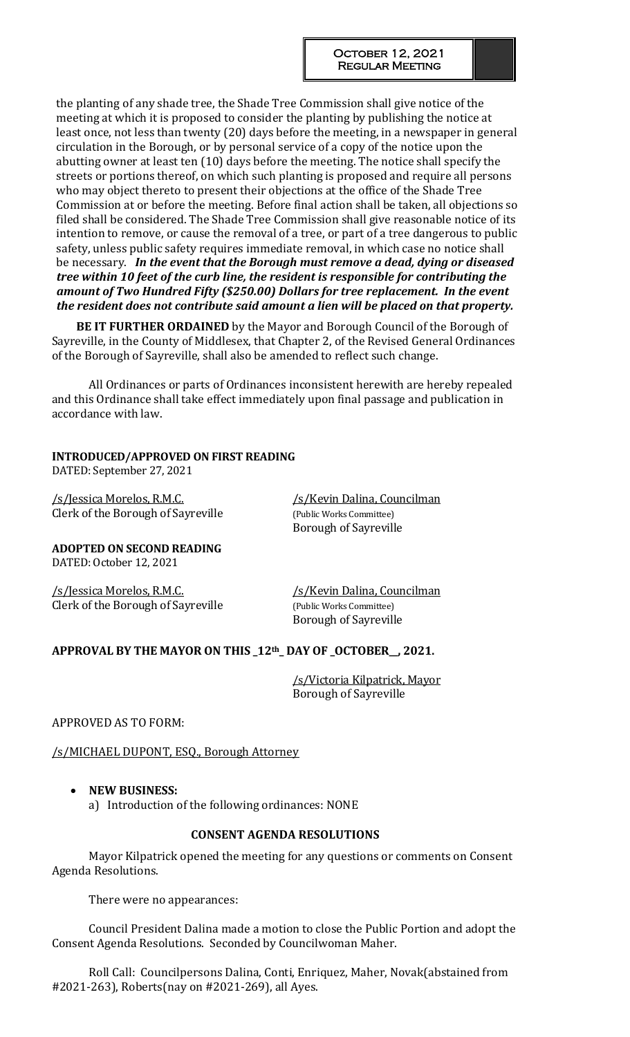the planting of any shade tree, the Shade Tree Commission shall give notice of the meeting at which it is proposed to consider the planting by publishing the notice at least once, not less than twenty (20) days before the meeting, in a newspaper in general circulation in the Borough, or by personal service of a copy of the notice upon the abutting owner at least ten (10) days before the meeting. The notice shall specify the streets or portions thereof, on which such planting is proposed and require all persons who may object thereto to present their objections at the office of the Shade Tree Commission at or before the meeting. Before final action shall be taken, all objections so filed shall be considered. The Shade Tree Commission shall give reasonable notice of its intention to remove, or cause the removal of a tree, or part of a tree dangerous to public safety, unless public safety requires immediate removal, in which case no notice shall be necessary. ***In the event that the Borough must remove a dead, dying or diseased tree within 10 feet of the curb line, the resident is responsible for contributing the amount of Two Hundred Fifty ($250.00) Dollars for tree replacement. In the event the resident does not contribute said amount a lien will be placed on that property.***

**BE IT FURTHER ORDAINED** by the Mayor and Borough Council of the Borough of Sayreville, in the County of Middlesex, that Chapter 2, of the Revised General Ordinances of the Borough of Sayreville, shall also be amended to reflect such change.

All Ordinances or parts of Ordinances inconsistent herewith are hereby repealed and this Ordinance shall take effect immediately upon final passage and publication in accordance with law.

**INTRODUCED/APPROVED ON FIRST READING**
DATED: September 27, 2021

/s/Jessica Morelos, R.M.C.
Clerk of the Borough of Sayreville

/s/Kevin Dalina, Councilman
(Public Works Committee)
Borough of Sayreville

**ADOPTED ON SECOND READING**
DATED: October 12, 2021

/s/Jessica Morelos, R.M.C.
Clerk of the Borough of Sayreville

/s/Kevin Dalina, Councilman
(Public Works Committee)
Borough of Sayreville

**APPROVAL BY THE MAYOR ON THIS _12th_ DAY OF _OCTOBER__, 2021.**

/s/Victoria Kilpatrick, Mayor
Borough of Sayreville

APPROVED AS TO FORM:

/s/MICHAEL DUPONT, ESQ., Borough Attorney

- **NEW BUSINESS:**
  a) Introduction of the following ordinances: NONE

**CONSENT AGENDA RESOLUTIONS**

Mayor Kilpatrick opened the meeting for any questions or comments on Consent Agenda Resolutions.

There were no appearances:

Council President Dalina made a motion to close the Public Portion and adopt the Consent Agenda Resolutions. Seconded by Councilwoman Maher.

Roll Call: Councilpersons Dalina, Conti, Enriquez, Maher, Novak(abstained from #2021-263), Roberts(nay on #2021-269), all Ayes.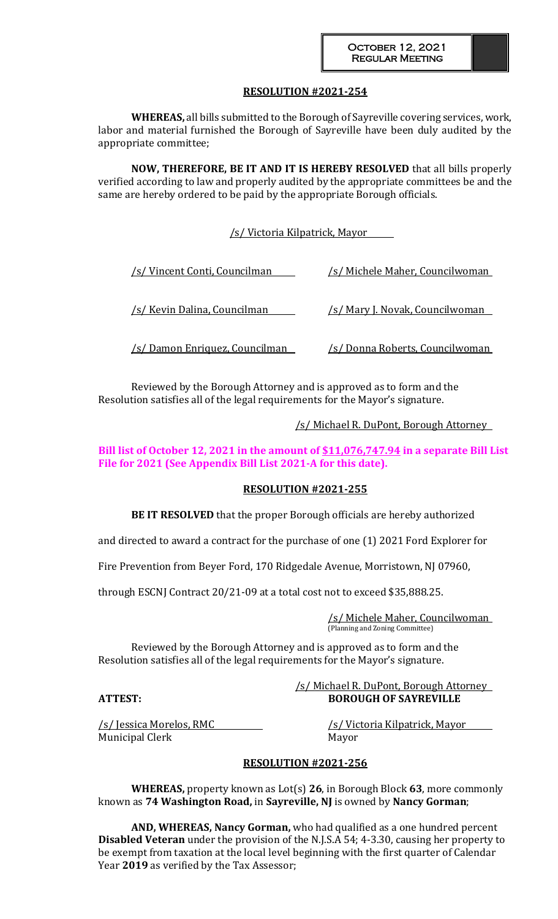## RESOLUTION #2021-254

**WHEREAS,** all bills submitted to the Borough of Sayreville covering services, work, labor and material furnished the Borough of Sayreville have been duly audited by the appropriate committee;

**NOW, THEREFORE, BE IT AND IT IS HEREBY RESOLVED** that all bills properly verified according to law and properly audited by the appropriate committees be and the same are hereby ordered to be paid by the appropriate Borough officials.

/s/ Victoria Kilpatrick, Mayor

/s/ Vincent Conti, Councilman  /s/ Michele Maher, Councilwoman

/s/ Kevin Dalina, Councilman  /s/ Mary J. Novak, Councilwoman

/s/ Damon Enriquez, Councilman  /s/ Donna Roberts, Councilwoman

Reviewed by the Borough Attorney and is approved as to form and the Resolution satisfies all of the legal requirements for the Mayor's signature.

/s/ Michael R. DuPont, Borough Attorney

**Bill list of October 12, 2021 in the amount of $11,076,747.94 in a separate Bill List File for 2021 (See Appendix Bill List 2021-A for this date).**

## RESOLUTION #2021-255

**BE IT RESOLVED** that the proper Borough officials are hereby authorized and directed to award a contract for the purchase of one (1) 2021 Ford Explorer for Fire Prevention from Beyer Ford, 170 Ridgedale Avenue, Morristown, NJ 07960, through ESCNJ Contract 20/21-09 at a total cost not to exceed $35,888.25.

/s/ Michele Maher, Councilwoman
(Planning and Zoning Committee)

Reviewed by the Borough Attorney and is approved as to form and the Resolution satisfies all of the legal requirements for the Mayor's signature.

/s/ Michael R. DuPont, Borough Attorney

**ATTEST:** **BOROUGH OF SAYREVILLE**

/s/ Jessica Morelos, RMC  /s/ Victoria Kilpatrick, Mayor
Municipal Clerk  Mayor

## RESOLUTION #2021-256

**WHEREAS,** property known as Lot(s) **26**, in Borough Block **63**, more commonly known as **74 Washington Road,** in **Sayreville, NJ** is owned by **Nancy Gorman**;

**AND, WHEREAS, Nancy Gorman,** who had qualified as a one hundred percent **Disabled Veteran** under the provision of the N.J.S.A 54; 4-3.30, causing her property to be exempt from taxation at the local level beginning with the first quarter of Calendar Year **2019** as verified by the Tax Assessor;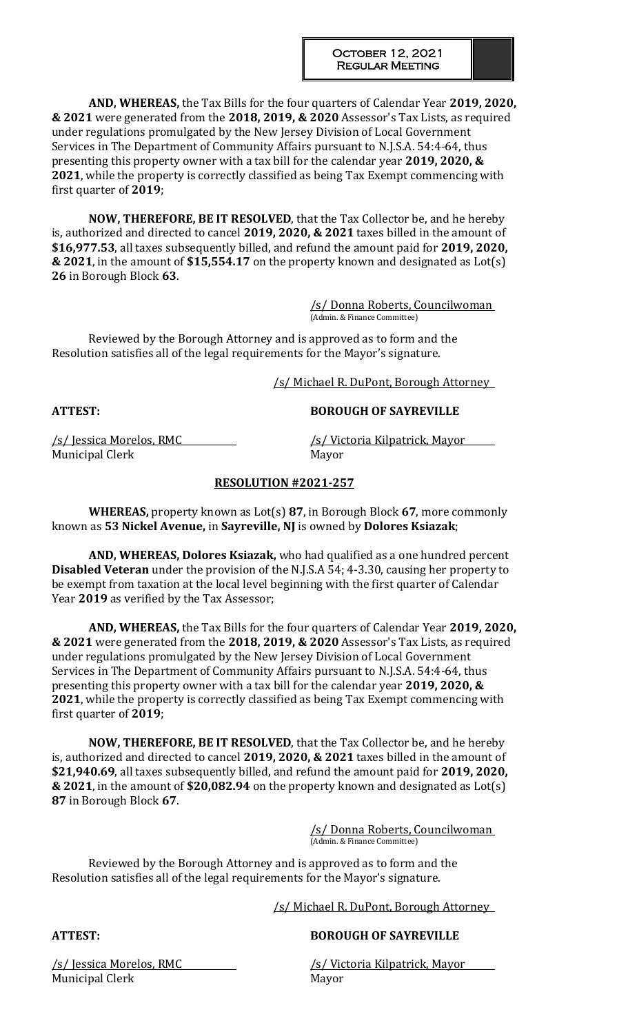**AND, WHEREAS,** the Tax Bills for the four quarters of Calendar Year **2019, 2020, & 2021** were generated from the **2018, 2019, & 2020** Assessor's Tax Lists, as required under regulations promulgated by the New Jersey Division of Local Government Services in The Department of Community Affairs pursuant to N.J.S.A. 54:4-64, thus presenting this property owner with a tax bill for the calendar year **2019, 2020, & 2021**, while the property is correctly classified as being Tax Exempt commencing with first quarter of **2019**;

**NOW, THEREFORE, BE IT RESOLVED**, that the Tax Collector be, and he hereby is, authorized and directed to cancel **2019, 2020, & 2021** taxes billed in the amount of **$16,977.53**, all taxes subsequently billed, and refund the amount paid for **2019, 2020, & 2021**, in the amount of **$15,554.17** on the property known and designated as Lot(s) **26** in Borough Block **63**.

/s/ Donna Roberts, Councilwoman
(Admin. & Finance Committee)

Reviewed by the Borough Attorney and is approved as to form and the Resolution satisfies all of the legal requirements for the Mayor's signature.

/s/ Michael R. DuPont, Borough Attorney

**ATTEST:** **BOROUGH OF SAYREVILLE**

/s/ Jessica Morelos, RMC
Municipal Clerk

/s/ Victoria Kilpatrick, Mayor
Mayor

## RESOLUTION #2021-257

**WHEREAS,** property known as Lot(s) **87**, in Borough Block **67**, more commonly known as **53 Nickel Avenue,** in **Sayreville, NJ** is owned by **Dolores Ksiazak**;

**AND, WHEREAS, Dolores Ksiazak,** who had qualified as a one hundred percent **Disabled Veteran** under the provision of the N.J.S.A 54; 4-3.30, causing her property to be exempt from taxation at the local level beginning with the first quarter of Calendar Year **2019** as verified by the Tax Assessor;

**AND, WHEREAS,** the Tax Bills for the four quarters of Calendar Year **2019, 2020, & 2021** were generated from the **2018, 2019, & 2020** Assessor's Tax Lists, as required under regulations promulgated by the New Jersey Division of Local Government Services in The Department of Community Affairs pursuant to N.J.S.A. 54:4-64, thus presenting this property owner with a tax bill for the calendar year **2019, 2020, & 2021**, while the property is correctly classified as being Tax Exempt commencing with first quarter of **2019**;

**NOW, THEREFORE, BE IT RESOLVED**, that the Tax Collector be, and he hereby is, authorized and directed to cancel **2019, 2020, & 2021** taxes billed in the amount of **$21,940.69**, all taxes subsequently billed, and refund the amount paid for **2019, 2020, & 2021**, in the amount of **$20,082.94** on the property known and designated as Lot(s) **87** in Borough Block **67**.

/s/ Donna Roberts, Councilwoman
(Admin. & Finance Committee)

Reviewed by the Borough Attorney and is approved as to form and the Resolution satisfies all of the legal requirements for the Mayor's signature.

/s/ Michael R. DuPont, Borough Attorney

**ATTEST:** **BOROUGH OF SAYREVILLE**

/s/ Jessica Morelos, RMC
Municipal Clerk

/s/ Victoria Kilpatrick, Mayor
Mayor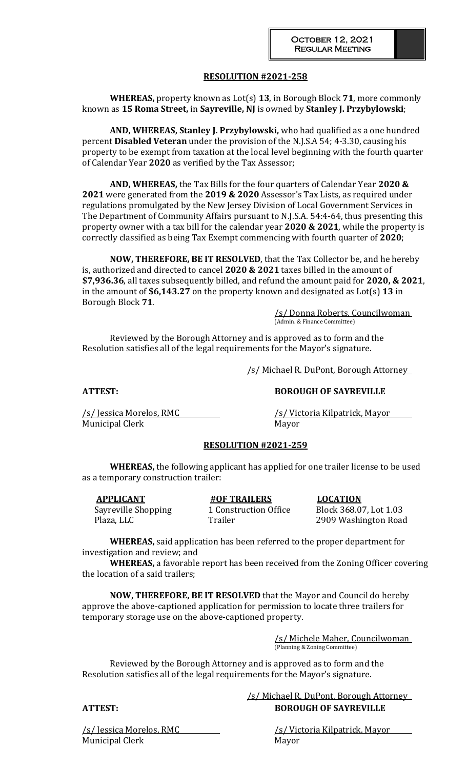**RESOLUTION #2021-258**

**WHEREAS,** property known as Lot(s) **13**, in Borough Block **71**, more commonly known as **15 Roma Street,** in **Sayreville, NJ** is owned by **Stanley J. Przybylowski**;

**AND, WHEREAS, Stanley J. Przybylowski,** who had qualified as a one hundred percent **Disabled Veteran** under the provision of the N.J.S.A 54; 4-3.30, causing his property to be exempt from taxation at the local level beginning with the fourth quarter of Calendar Year **2020** as verified by the Tax Assessor;

**AND, WHEREAS,** the Tax Bills for the four quarters of Calendar Year **2020 & 2021** were generated from the **2019 & 2020** Assessor's Tax Lists, as required under regulations promulgated by the New Jersey Division of Local Government Services in The Department of Community Affairs pursuant to N.J.S.A. 54:4-64, thus presenting this property owner with a tax bill for the calendar year **2020 & 2021**, while the property is correctly classified as being Tax Exempt commencing with fourth quarter of **2020**;

**NOW, THEREFORE, BE IT RESOLVED**, that the Tax Collector be, and he hereby is, authorized and directed to cancel **2020 & 2021** taxes billed in the amount of **$7,936.36**, all taxes subsequently billed, and refund the amount paid for **2020, & 2021**, in the amount of **$6,143.27** on the property known and designated as Lot(s) **13** in Borough Block **71**.

/s/ Donna Roberts, Councilwoman
(Admin. & Finance Committee)

Reviewed by the Borough Attorney and is approved as to form and the Resolution satisfies all of the legal requirements for the Mayor's signature.

/s/ Michael R. DuPont, Borough Attorney

**ATTEST:** **BOROUGH OF SAYREVILLE**

/s/ Jessica Morelos, RMC
Municipal Clerk

/s/ Victoria Kilpatrick, Mayor
Mayor

**RESOLUTION #2021-259**

**WHEREAS,** the following applicant has applied for one trailer license to be used as a temporary construction trailer:

| **APPLICANT** | **#OF TRAILERS** | **LOCATION** |
|---|---|---|
| Sayreville Shopping Plaza, LLC | 1 Construction Office Trailer | Block 368.07, Lot 1.03 2909 Washington Road |

**WHEREAS,** said application has been referred to the proper department for investigation and review; and

**WHEREAS,** a favorable report has been received from the Zoning Officer covering the location of a said trailers;

**NOW, THEREFORE, BE IT RESOLVED** that the Mayor and Council do hereby approve the above-captioned application for permission to locate three trailers for temporary storage use on the above-captioned property.

/s/ Michele Maher, Councilwoman
(Planning & Zoning Committee)

Reviewed by the Borough Attorney and is approved as to form and the Resolution satisfies all of the legal requirements for the Mayor's signature.

/s/ Michael R. DuPont, Borough Attorney

**ATTEST:** **BOROUGH OF SAYREVILLE**

/s/ Jessica Morelos, RMC
Municipal Clerk

/s/ Victoria Kilpatrick, Mayor
Mayor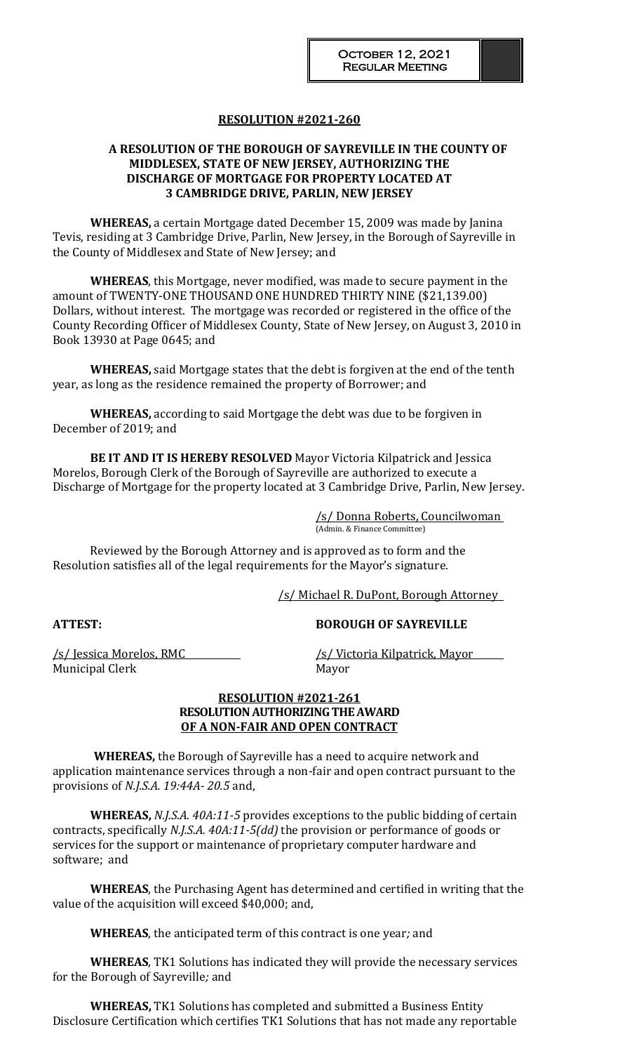**RESOLUTION #2021-260**

**A RESOLUTION OF THE BOROUGH OF SAYREVILLE IN THE COUNTY OF MIDDLESEX, STATE OF NEW JERSEY, AUTHORIZING THE DISCHARGE OF MORTGAGE FOR PROPERTY LOCATED AT 3 CAMBRIDGE DRIVE, PARLIN, NEW JERSEY**

**WHEREAS,** a certain Mortgage dated December 15, 2009 was made by Janina Tevis, residing at 3 Cambridge Drive, Parlin, New Jersey, in the Borough of Sayreville in the County of Middlesex and State of New Jersey; and

**WHEREAS**, this Mortgage, never modified, was made to secure payment in the amount of TWENTY-ONE THOUSAND ONE HUNDRED THIRTY NINE ($21,139.00) Dollars, without interest. The mortgage was recorded or registered in the office of the County Recording Officer of Middlesex County, State of New Jersey, on August 3, 2010 in Book 13930 at Page 0645; and

**WHEREAS,** said Mortgage states that the debt is forgiven at the end of the tenth year, as long as the residence remained the property of Borrower; and

**WHEREAS,** according to said Mortgage the debt was due to be forgiven in December of 2019; and

**BE IT AND IT IS HEREBY RESOLVED** Mayor Victoria Kilpatrick and Jessica Morelos, Borough Clerk of the Borough of Sayreville are authorized to execute a Discharge of Mortgage for the property located at 3 Cambridge Drive, Parlin, New Jersey.

/s/ Donna Roberts, Councilwoman
(Admin. & Finance Committee)

Reviewed by the Borough Attorney and is approved as to form and the Resolution satisfies all of the legal requirements for the Mayor's signature.

/s/ Michael R. DuPont, Borough Attorney

**ATTEST:**

/s/ Jessica Morelos, RMC
Municipal Clerk

**BOROUGH OF SAYREVILLE**

/s/ Victoria Kilpatrick, Mayor
Mayor

**RESOLUTION #2021-261**
**RESOLUTION AUTHORIZING THE AWARD OF A NON-FAIR AND OPEN CONTRACT**

**WHEREAS,** the Borough of Sayreville has a need to acquire network and application maintenance services through a non-fair and open contract pursuant to the provisions of *N.J.S.A. 19:44A- 20.5* and,

**WHEREAS,** *N.J.S.A. 40A:11-5* provides exceptions to the public bidding of certain contracts, specifically *N.J.S.A. 40A:11-5(dd)* the provision or performance of goods or services for the support or maintenance of proprietary computer hardware and software; and

**WHEREAS**, the Purchasing Agent has determined and certified in writing that the value of the acquisition will exceed $40,000; and,

**WHEREAS**, the anticipated term of this contract is one year*;* and

**WHEREAS**, TK1 Solutions has indicated they will provide the necessary services for the Borough of Sayreville*;* and

**WHEREAS,** TK1 Solutions has completed and submitted a Business Entity Disclosure Certification which certifies TK1 Solutions that has not made any reportable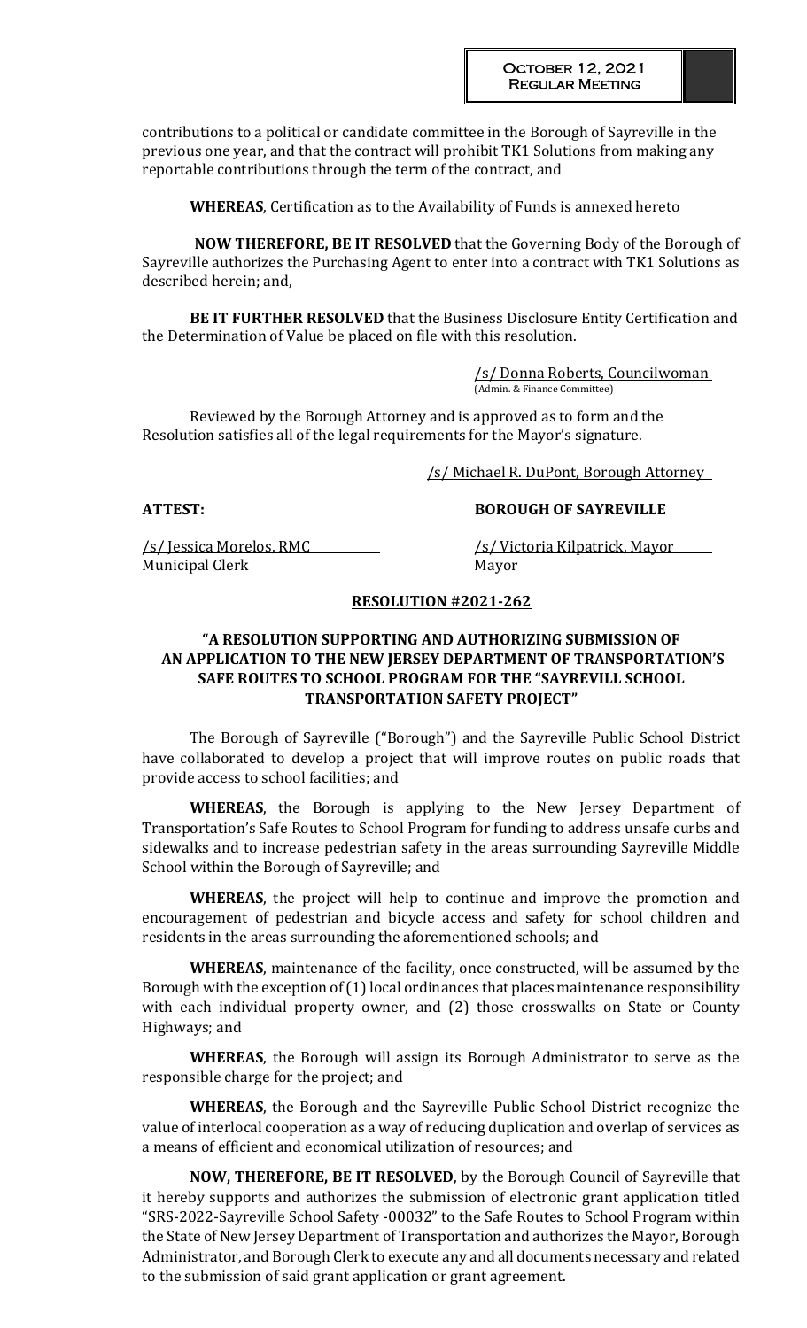contributions to a political or candidate committee in the Borough of Sayreville in the previous one year, and that the contract will prohibit TK1 Solutions from making any reportable contributions through the term of the contract, and

**WHEREAS**, Certification as to the Availability of Funds is annexed hereto

**NOW THEREFORE, BE IT RESOLVED** that the Governing Body of the Borough of Sayreville authorizes the Purchasing Agent to enter into a contract with TK1 Solutions as described herein; and,

**BE IT FURTHER RESOLVED** that the Business Disclosure Entity Certification and the Determination of Value be placed on file with this resolution.

/s/ Donna Roberts, Councilwoman
(Admin. & Finance Committee)

Reviewed by the Borough Attorney and is approved as to form and the Resolution satisfies all of the legal requirements for the Mayor's signature.

/s/ Michael R. DuPont, Borough Attorney

**ATTEST:** **BOROUGH OF SAYREVILLE**

/s/ Jessica Morelos, RMC
Municipal Clerk

/s/ Victoria Kilpatrick, Mayor
Mayor

**RESOLUTION #2021-262**

**"A RESOLUTION SUPPORTING AND AUTHORIZING SUBMISSION OF AN APPLICATION TO THE NEW JERSEY DEPARTMENT OF TRANSPORTATION'S SAFE ROUTES TO SCHOOL PROGRAM FOR THE "SAYREVILL SCHOOL TRANSPORTATION SAFETY PROJECT"**

The Borough of Sayreville ("Borough") and the Sayreville Public School District have collaborated to develop a project that will improve routes on public roads that provide access to school facilities; and

**WHEREAS**, the Borough is applying to the New Jersey Department of Transportation's Safe Routes to School Program for funding to address unsafe curbs and sidewalks and to increase pedestrian safety in the areas surrounding Sayreville Middle School within the Borough of Sayreville; and

**WHEREAS**, the project will help to continue and improve the promotion and encouragement of pedestrian and bicycle access and safety for school children and residents in the areas surrounding the aforementioned schools; and

**WHEREAS**, maintenance of the facility, once constructed, will be assumed by the Borough with the exception of (1) local ordinances that places maintenance responsibility with each individual property owner, and (2) those crosswalks on State or County Highways; and

**WHEREAS**, the Borough will assign its Borough Administrator to serve as the responsible charge for the project; and

**WHEREAS**, the Borough and the Sayreville Public School District recognize the value of interlocal cooperation as a way of reducing duplication and overlap of services as a means of efficient and economical utilization of resources; and

**NOW, THEREFORE, BE IT RESOLVED**, by the Borough Council of Sayreville that it hereby supports and authorizes the submission of electronic grant application titled "SRS-2022-Sayreville School Safety -00032" to the Safe Routes to School Program within the State of New Jersey Department of Transportation and authorizes the Mayor, Borough Administrator, and Borough Clerk to execute any and all documents necessary and related to the submission of said grant application or grant agreement.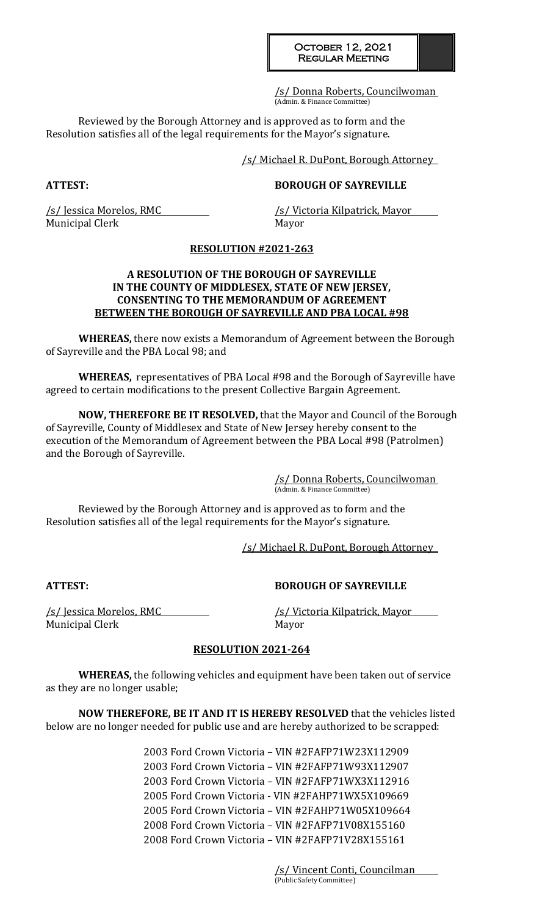/s/ Donna Roberts, Councilwoman
(Admin. & Finance Committee)

Reviewed by the Borough Attorney and is approved as to form and the Resolution satisfies all of the legal requirements for the Mayor's signature.

/s/ Michael R. DuPont, Borough Attorney

**ATTEST:** **BOROUGH OF SAYREVILLE**

/s/ Jessica Morelos, RMC
Municipal Clerk

/s/ Victoria Kilpatrick, Mayor
Mayor

**RESOLUTION #2021-263**

**A RESOLUTION OF THE BOROUGH OF SAYREVILLE IN THE COUNTY OF MIDDLESEX, STATE OF NEW JERSEY, CONSENTING TO THE MEMORANDUM OF AGREEMENT BETWEEN THE BOROUGH OF SAYREVILLE AND PBA LOCAL #98**

**WHEREAS,** there now exists a Memorandum of Agreement between the Borough of Sayreville and the PBA Local 98; and

**WHEREAS,** representatives of PBA Local #98 and the Borough of Sayreville have agreed to certain modifications to the present Collective Bargain Agreement.

**NOW, THEREFORE BE IT RESOLVED,** that the Mayor and Council of the Borough of Sayreville, County of Middlesex and State of New Jersey hereby consent to the execution of the Memorandum of Agreement between the PBA Local #98 (Patrolmen) and the Borough of Sayreville.

/s/ Donna Roberts, Councilwoman
(Admin. & Finance Committee)

Reviewed by the Borough Attorney and is approved as to form and the Resolution satisfies all of the legal requirements for the Mayor's signature.

/s/ Michael R. DuPont, Borough Attorney

**ATTEST:** **BOROUGH OF SAYREVILLE**

/s/ Jessica Morelos, RMC
Municipal Clerk

/s/ Victoria Kilpatrick, Mayor
Mayor

**RESOLUTION 2021-264**

**WHEREAS,** the following vehicles and equipment have been taken out of service as they are no longer usable;

**NOW THEREFORE, BE IT AND IT IS HEREBY RESOLVED** that the vehicles listed below are no longer needed for public use and are hereby authorized to be scrapped:

2003 Ford Crown Victoria – VIN #2FAFP71W23X112909
2003 Ford Crown Victoria – VIN #2FAFP71W93X112907
2003 Ford Crown Victoria – VIN #2FAFP71WX3X112916
2005 Ford Crown Victoria - VIN #2FAHP71WX5X109669
2005 Ford Crown Victoria – VIN #2FAHP71W05X109664
2008 Ford Crown Victoria – VIN #2FAFP71V08X155160
2008 Ford Crown Victoria – VIN #2FAFP71V28X155161

/s/ Vincent Conti, Councilman
(Public Safety Committee)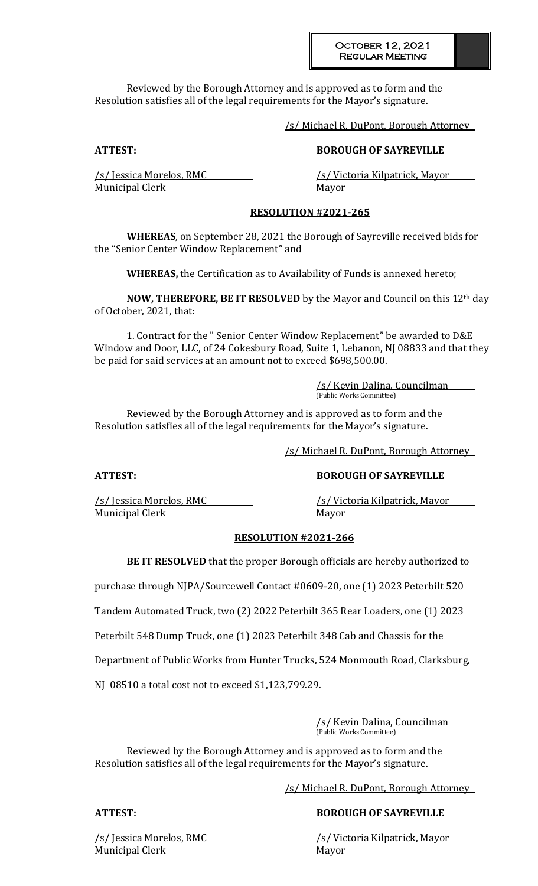Reviewed by the Borough Attorney and is approved as to form and the Resolution satisfies all of the legal requirements for the Mayor's signature.

/s/ Michael R. DuPont, Borough Attorney

**ATTEST:** **BOROUGH OF SAYREVILLE**

/s/ Jessica Morelos, RMC
Municipal Clerk

/s/ Victoria Kilpatrick, Mayor
Mayor

**RESOLUTION #2021-265**

**WHEREAS**, on September 28, 2021 the Borough of Sayreville received bids for the "Senior Center Window Replacement" and

**WHEREAS,** the Certification as to Availability of Funds is annexed hereto;

**NOW, THEREFORE, BE IT RESOLVED** by the Mayor and Council on this 12th day of October, 2021, that:

1. Contract for the " Senior Center Window Replacement" be awarded to D&E Window and Door, LLC, of 24 Cokesbury Road, Suite 1, Lebanon, NJ 08833 and that they be paid for said services at an amount not to exceed $698,500.00.

/s/ Kevin Dalina, Councilman
(Public Works Committee)

Reviewed by the Borough Attorney and is approved as to form and the Resolution satisfies all of the legal requirements for the Mayor's signature.

/s/ Michael R. DuPont, Borough Attorney

**ATTEST:** **BOROUGH OF SAYREVILLE**

/s/ Jessica Morelos, RMC
Municipal Clerk

/s/ Victoria Kilpatrick, Mayor
Mayor

**RESOLUTION #2021-266**

**BE IT RESOLVED** that the proper Borough officials are hereby authorized to purchase through NJPA/Sourcewell Contact #0609-20, one (1) 2023 Peterbilt 520 Tandem Automated Truck, two (2) 2022 Peterbilt 365 Rear Loaders, one (1) 2023 Peterbilt 548 Dump Truck, one (1) 2023 Peterbilt 348 Cab and Chassis for the Department of Public Works from Hunter Trucks, 524 Monmouth Road, Clarksburg, NJ 08510 a total cost not to exceed $1,123,799.29.

/s/ Kevin Dalina, Councilman
(Public Works Committee)

Reviewed by the Borough Attorney and is approved as to form and the Resolution satisfies all of the legal requirements for the Mayor's signature.

/s/ Michael R. DuPont, Borough Attorney

**ATTEST:** **BOROUGH OF SAYREVILLE**

/s/ Jessica Morelos, RMC
Municipal Clerk

/s/ Victoria Kilpatrick, Mayor
Mayor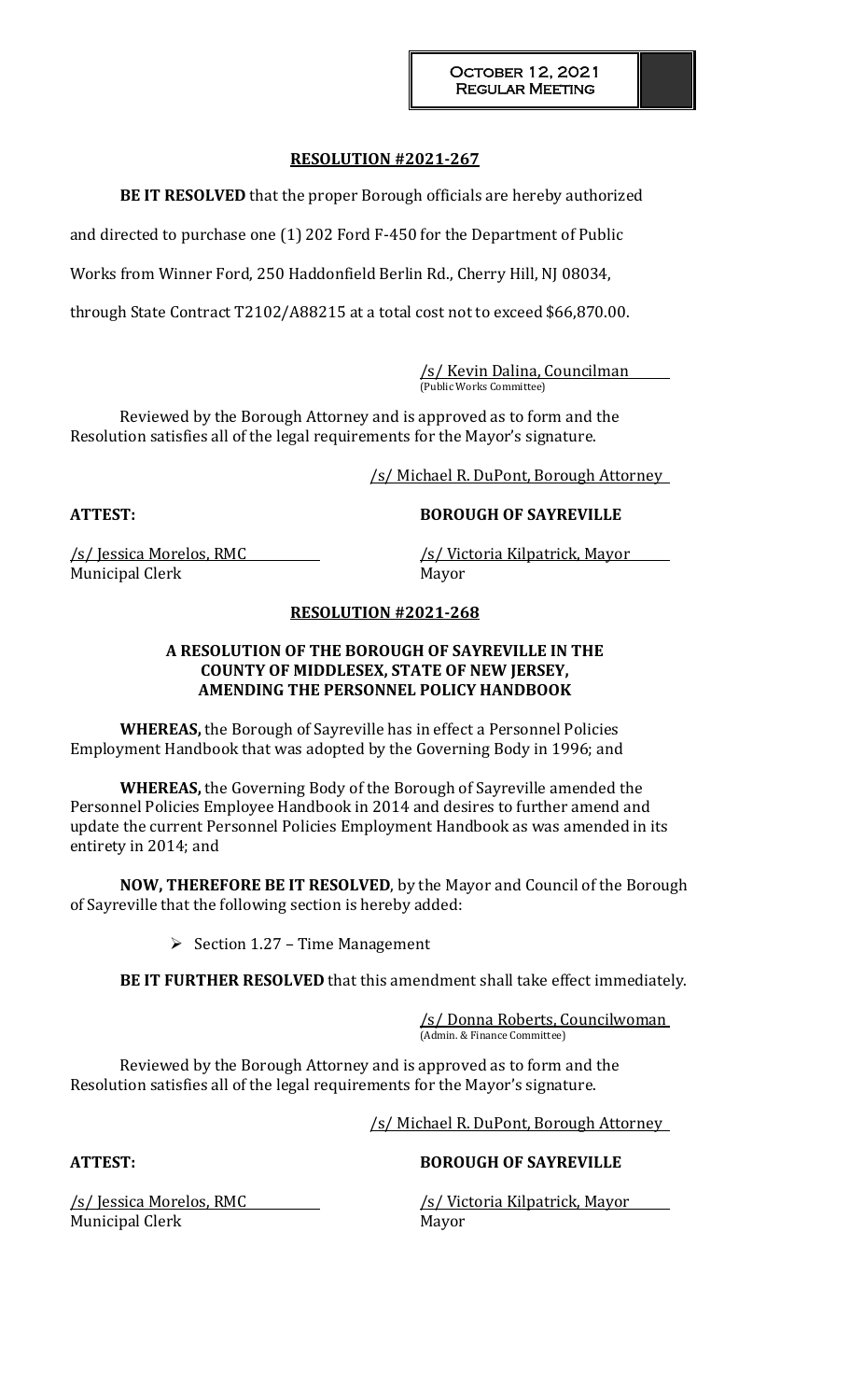## RESOLUTION #2021-267

**BE IT RESOLVED** that the proper Borough officials are hereby authorized and directed to purchase one (1) 202 Ford F-450 for the Department of Public Works from Winner Ford, 250 Haddonfield Berlin Rd., Cherry Hill, NJ 08034, through State Contract T2102/A88215 at a total cost not to exceed $66,870.00.

/s/ Kevin Dalina, Councilman
(Public Works Committee)

Reviewed by the Borough Attorney and is approved as to form and the Resolution satisfies all of the legal requirements for the Mayor's signature.

/s/ Michael R. DuPont, Borough Attorney

**ATTEST:** **BOROUGH OF SAYREVILLE**

/s/ Jessica Morelos, RMC
Municipal Clerk

/s/ Victoria Kilpatrick, Mayor
Mayor

## RESOLUTION #2021-268

### A RESOLUTION OF THE BOROUGH OF SAYREVILLE IN THE COUNTY OF MIDDLESEX, STATE OF NEW JERSEY, AMENDING THE PERSONNEL POLICY HANDBOOK

**WHEREAS,** the Borough of Sayreville has in effect a Personnel Policies Employment Handbook that was adopted by the Governing Body in 1996; and

**WHEREAS,** the Governing Body of the Borough of Sayreville amended the Personnel Policies Employee Handbook in 2014 and desires to further amend and update the current Personnel Policies Employment Handbook as was amended in its entirety in 2014; and

**NOW, THEREFORE BE IT RESOLVED**, by the Mayor and Council of the Borough of Sayreville that the following section is hereby added:

- Section 1.27 – Time Management

**BE IT FURTHER RESOLVED** that this amendment shall take effect immediately.

/s/ Donna Roberts, Councilwoman
(Admin. & Finance Committee)

Reviewed by the Borough Attorney and is approved as to form and the Resolution satisfies all of the legal requirements for the Mayor's signature.

/s/ Michael R. DuPont, Borough Attorney

**ATTEST:** **BOROUGH OF SAYREVILLE**

/s/ Jessica Morelos, RMC
Municipal Clerk

/s/ Victoria Kilpatrick, Mayor
Mayor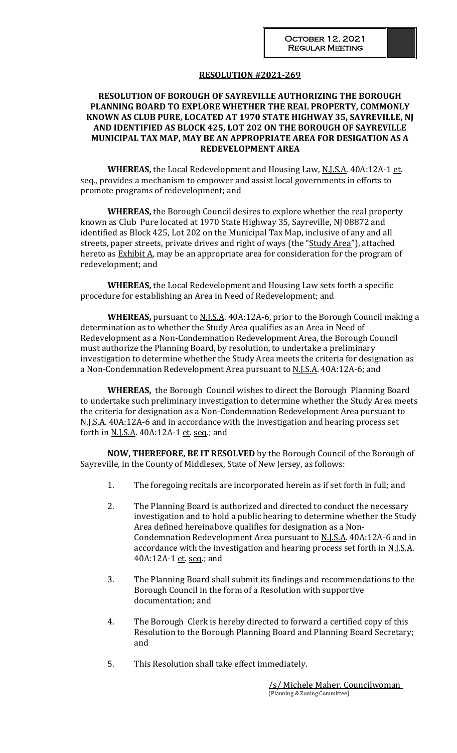October 12, 2021
Regular Meeting

## RESOLUTION #2021-269

### RESOLUTION OF BOROUGH OF SAYREVILLE AUTHORIZING THE BOROUGH PLANNING BOARD TO EXPLORE WHETHER THE REAL PROPERTY, COMMONLY KNOWN AS CLUB PURE, LOCATED AT 1970 STATE HIGHWAY 35, SAYREVILLE, NJ AND IDENTIFIED AS BLOCK 425, LOT 202 ON THE BOROUGH OF SAYREVILLE MUNICIPAL TAX MAP, MAY BE AN APPROPRIATE AREA FOR DESIGATION AS A REDEVELOPMENT AREA

**WHEREAS,** the Local Redevelopment and Housing Law, N.J.S.A. 40A:12A-1 et. seq., provides a mechanism to empower and assist local governments in efforts to promote programs of redevelopment; and

**WHEREAS,** the Borough Council desires to explore whether the real property known as Club Pure located at 1970 State Highway 35, Sayreville, NJ 08872 and identified as Block 425, Lot 202 on the Municipal Tax Map, inclusive of any and all streets, paper streets, private drives and right of ways (the "Study Area"), attached hereto as Exhibit A, may be an appropriate area for consideration for the program of redevelopment; and

**WHEREAS,** the Local Redevelopment and Housing Law sets forth a specific procedure for establishing an Area in Need of Redevelopment; and

**WHEREAS,** pursuant to N.J.S.A. 40A:12A-6, prior to the Borough Council making a determination as to whether the Study Area qualifies as an Area in Need of Redevelopment as a Non-Condemnation Redevelopment Area, the Borough Council must authorize the Planning Board, by resolution, to undertake a preliminary investigation to determine whether the Study Area meets the criteria for designation as a Non-Condemnation Redevelopment Area pursuant to N.J.S.A. 40A:12A-6; and

**WHEREAS,** the Borough Council wishes to direct the Borough Planning Board to undertake such preliminary investigation to determine whether the Study Area meets the criteria for designation as a Non-Condemnation Redevelopment Area pursuant to N.J.S.A. 40A:12A-6 and in accordance with the investigation and hearing process set forth in N.J.S.A. 40A:12A-1 et. seq.; and

**NOW, THEREFORE, BE IT RESOLVED** by the Borough Council of the Borough of Sayreville, in the County of Middlesex, State of New Jersey, as follows:

1. The foregoing recitals are incorporated herein as if set forth in full; and
2. The Planning Board is authorized and directed to conduct the necessary investigation and to hold a public hearing to determine whether the Study Area defined hereinabove qualifies for designation as a Non-Condemnation Redevelopment Area pursuant to N.J.S.A. 40A:12A-6 and in accordance with the investigation and hearing process set forth in N.J.S.A. 40A:12A-1 et. seq.; and
3. The Planning Board shall submit its findings and recommendations to the Borough Council in the form of a Resolution with supportive documentation; and
4. The Borough Clerk is hereby directed to forward a certified copy of this Resolution to the Borough Planning Board and Planning Board Secretary; and
5. This Resolution shall take effect immediately.

/s/ Michele Maher, Councilwoman
(Planning & Zoning Committee)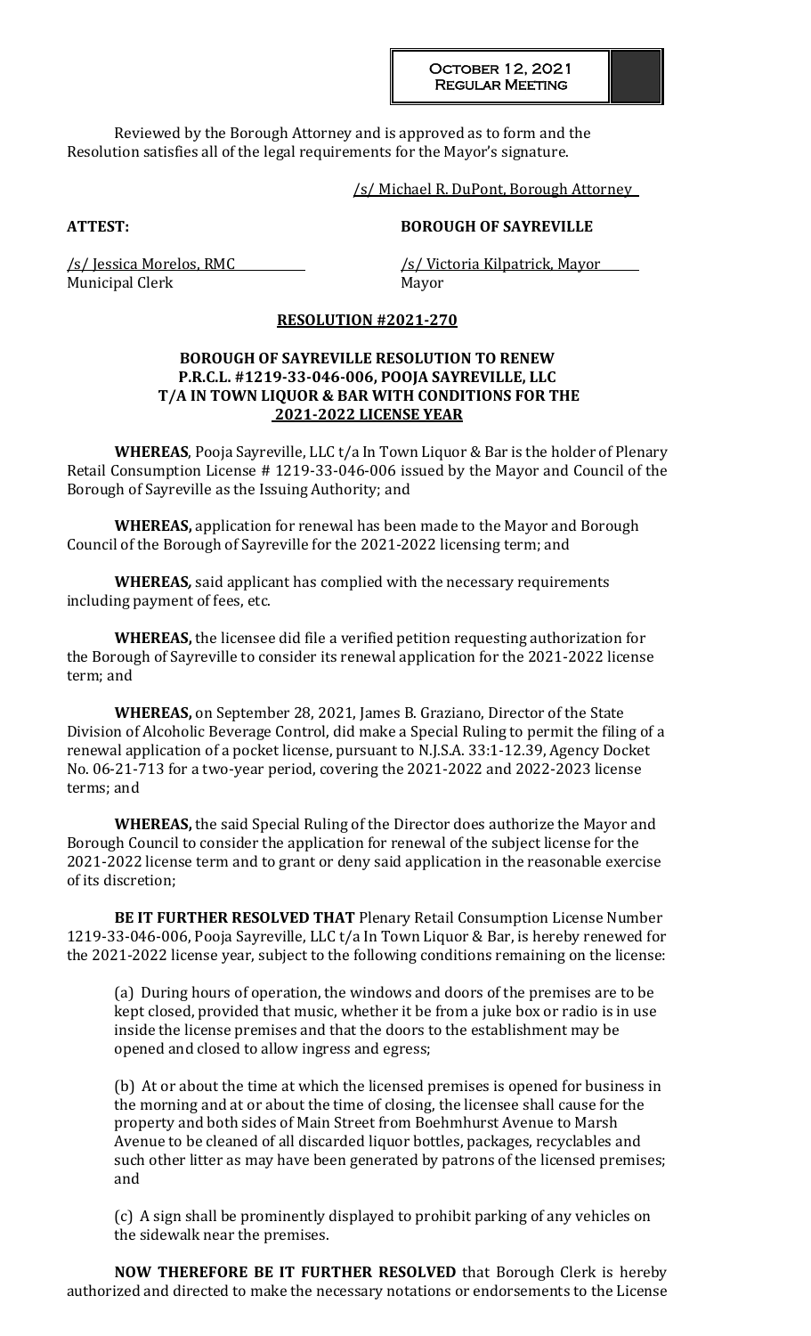Reviewed by the Borough Attorney and is approved as to form and the Resolution satisfies all of the legal requirements for the Mayor's signature.

/s/ Michael R. DuPont, Borough Attorney

**ATTEST:** **BOROUGH OF SAYREVILLE**

/s/ Jessica Morelos, RMC
Municipal Clerk

/s/ Victoria Kilpatrick, Mayor
Mayor

**RESOLUTION #2021-270**

**BOROUGH OF SAYREVILLE RESOLUTION TO RENEW P.R.C.L. #1219-33-046-006, POOJA SAYREVILLE, LLC T/A IN TOWN LIQUOR & BAR WITH CONDITIONS FOR THE 2021-2022 LICENSE YEAR**

**WHEREAS**, Pooja Sayreville, LLC t/a In Town Liquor & Bar is the holder of Plenary Retail Consumption License # 1219-33-046-006 issued by the Mayor and Council of the Borough of Sayreville as the Issuing Authority; and

**WHEREAS,** application for renewal has been made to the Mayor and Borough Council of the Borough of Sayreville for the 2021-2022 licensing term; and

**WHEREAS,** said applicant has complied with the necessary requirements including payment of fees, etc.

**WHEREAS,** the licensee did file a verified petition requesting authorization for the Borough of Sayreville to consider its renewal application for the 2021-2022 license term; and

**WHEREAS,** on September 28, 2021, James B. Graziano, Director of the State Division of Alcoholic Beverage Control, did make a Special Ruling to permit the filing of a renewal application of a pocket license, pursuant to N.J.S.A. 33:1-12.39, Agency Docket No. 06-21-713 for a two-year period, covering the 2021-2022 and 2022-2023 license terms; and

**WHEREAS,** the said Special Ruling of the Director does authorize the Mayor and Borough Council to consider the application for renewal of the subject license for the 2021-2022 license term and to grant or deny said application in the reasonable exercise of its discretion;

**BE IT FURTHER RESOLVED THAT** Plenary Retail Consumption License Number 1219-33-046-006, Pooja Sayreville, LLC t/a In Town Liquor & Bar, is hereby renewed for the 2021-2022 license year, subject to the following conditions remaining on the license:

(a) During hours of operation, the windows and doors of the premises are to be kept closed, provided that music, whether it be from a juke box or radio is in use inside the license premises and that the doors to the establishment may be opened and closed to allow ingress and egress;

(b) At or about the time at which the licensed premises is opened for business in the morning and at or about the time of closing, the licensee shall cause for the property and both sides of Main Street from Boehmhurst Avenue to Marsh Avenue to be cleaned of all discarded liquor bottles, packages, recyclables and such other litter as may have been generated by patrons of the licensed premises; and

(c) A sign shall be prominently displayed to prohibit parking of any vehicles on the sidewalk near the premises.

**NOW THEREFORE BE IT FURTHER RESOLVED** that Borough Clerk is hereby authorized and directed to make the necessary notations or endorsements to the License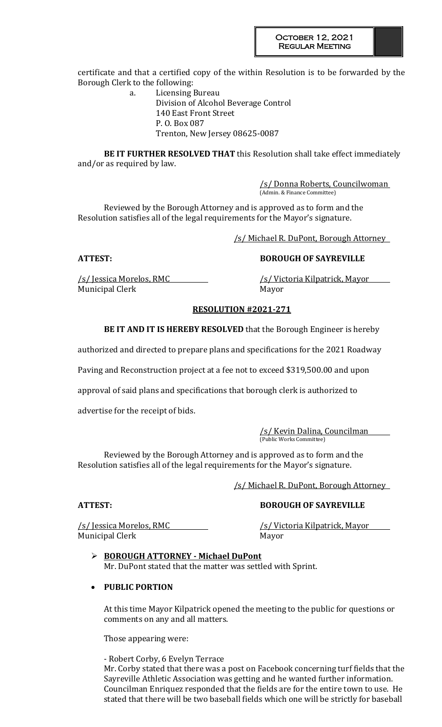certificate and that a certified copy of the within Resolution is to be forwarded by the Borough Clerk to the following:

a. Licensing Bureau
Division of Alcohol Beverage Control
140 East Front Street
P. O. Box 087
Trenton, New Jersey 08625-0087

**BE IT FURTHER RESOLVED THAT** this Resolution shall take effect immediately and/or as required by law.

/s/ Donna Roberts, Councilwoman
(Admin. & Finance Committee)

Reviewed by the Borough Attorney and is approved as to form and the Resolution satisfies all of the legal requirements for the Mayor's signature.

/s/ Michael R. DuPont, Borough Attorney

**ATTEST:** **BOROUGH OF SAYREVILLE**

/s/ Jessica Morelos, RMC /s/ Victoria Kilpatrick, Mayor
Municipal Clerk Mayor

## RESOLUTION #2021-271

**BE IT AND IT IS HEREBY RESOLVED** that the Borough Engineer is hereby authorized and directed to prepare plans and specifications for the 2021 Roadway Paving and Reconstruction project at a fee not to exceed $319,500.00 and upon approval of said plans and specifications that borough clerk is authorized to advertise for the receipt of bids.

/s/ Kevin Dalina, Councilman
(Public Works Committee)

Reviewed by the Borough Attorney and is approved as to form and the Resolution satisfies all of the legal requirements for the Mayor's signature.

/s/ Michael R. DuPont, Borough Attorney

**ATTEST:** **BOROUGH OF SAYREVILLE**

/s/ Jessica Morelos, RMC /s/ Victoria Kilpatrick, Mayor
Municipal Clerk Mayor

- **BOROUGH ATTORNEY - Michael DuPont**
  Mr. DuPont stated that the matter was settled with Sprint.

- **PUBLIC PORTION**

  At this time Mayor Kilpatrick opened the meeting to the public for questions or comments on any and all matters.

  Those appearing were:

  - Robert Corby, 6 Evelyn Terrace
  Mr. Corby stated that there was a post on Facebook concerning turf fields that the Sayreville Athletic Association was getting and he wanted further information. Councilman Enriquez responded that the fields are for the entire town to use. He stated that there will be two baseball fields which one will be strictly for baseball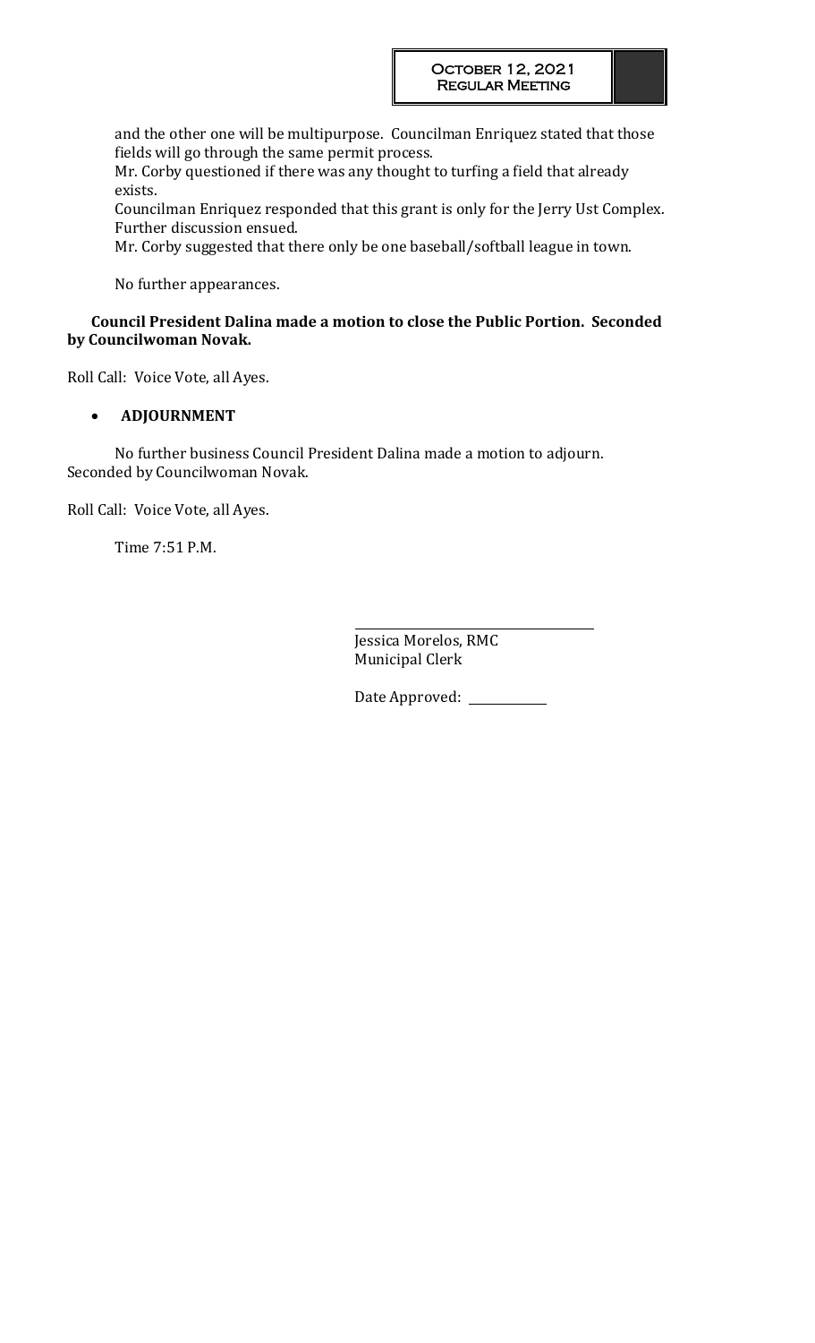and the other one will be multipurpose. Councilman Enriquez stated that those fields will go through the same permit process.

Mr. Corby questioned if there was any thought to turfing a field that already exists.

Councilman Enriquez responded that this grant is only for the Jerry Ust Complex. Further discussion ensued.

Mr. Corby suggested that there only be one baseball/softball league in town.

No further appearances.

**Council President Dalina made a motion to close the Public Portion. Seconded by Councilwoman Novak.**

Roll Call: Voice Vote, all Ayes.

- **ADJOURNMENT**

No further business Council President Dalina made a motion to adjourn. Seconded by Councilwoman Novak.

Roll Call: Voice Vote, all Ayes.

Time 7:51 P.M.

Jessica Morelos, RMC
Municipal Clerk

Date Approved: \_\_\_\_\_\_\_\_\_\_\_